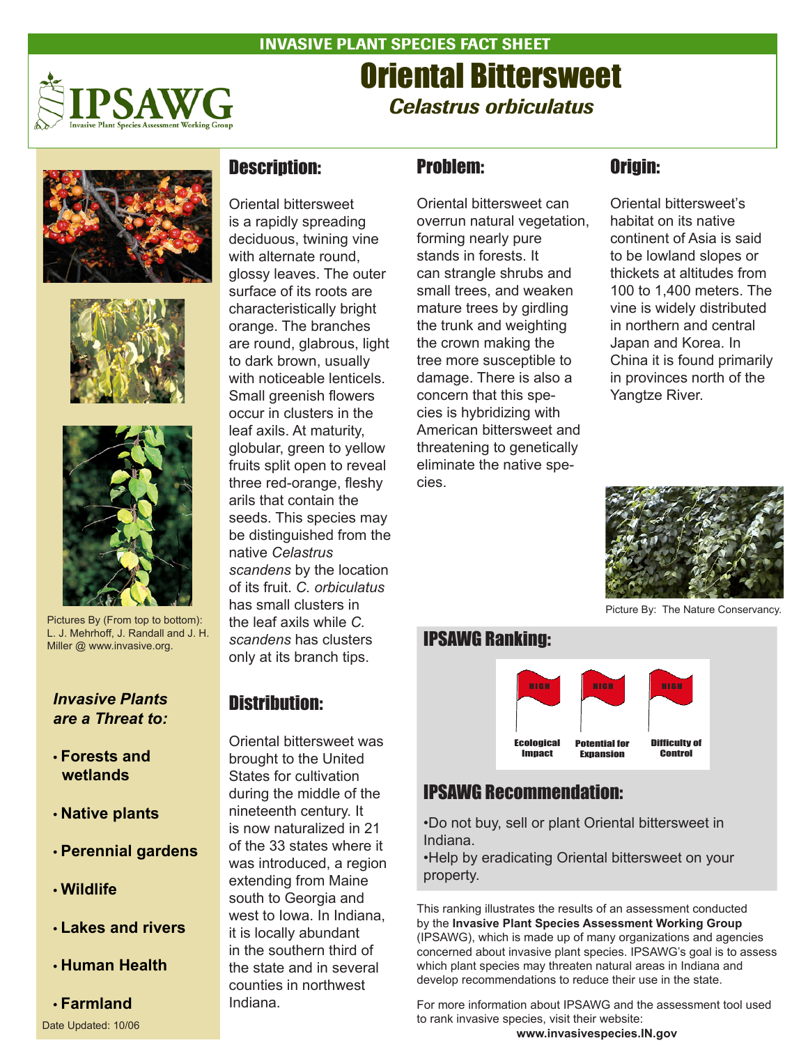INVASIVE PLANT SPECIES FACT SHEET

IPSAWG
Invasive Plant Species Assessment Working Group

# Oriental Bittersweet

***Celastrus orbiculatus***

Pictures By (From top to bottom): L. J. Mehrhoff, J. Randall and J. H. Miller @ www.invasive.org.

***Invasive Plants are a Threat to:***

- **Forests and wetlands**
- **Native plants**
- **Perennial gardens**
- **Wildlife**
- **Lakes and rivers**
- **Human Health**
- **Farmland**

Date Updated: 10/06

## Description:

Oriental bittersweet is a rapidly spreading deciduous, twining vine with alternate round, glossy leaves. The outer surface of its roots are characteristically bright orange. The branches are round, glabrous, light to dark brown, usually with noticeable lenticels. Small greenish flowers occur in clusters in the leaf axils. At maturity, globular, green to yellow fruits split open to reveal three red-orange, fleshy arils that contain the seeds. This species may be distinguished from the native *Celastrus scandens* by the location of its fruit. *C. orbiculatus* has small clusters in the leaf axils while *C. scandens* has clusters only at its branch tips.

## Distribution:

Oriental bittersweet was brought to the United States for cultivation during the middle of the nineteenth century. It is now naturalized in 21 of the 33 states where it was introduced, a region extending from Maine south to Georgia and west to Iowa. In Indiana, it is locally abundant in the southern third of the state and in several counties in northwest Indiana.

## Problem:

Oriental bittersweet can overrun natural vegetation, forming nearly pure stands in forests. It can strangle shrubs and small trees, and weaken mature trees by girdling the trunk and weighting the crown making the tree more susceptible to damage. There is also a concern that this species is hybridizing with American bittersweet and threatening to genetically eliminate the native species.

## Origin:

Oriental bittersweet's habitat on its native continent of Asia is said to be lowland slopes or thickets at altitudes from 100 to 1,400 meters. The vine is widely distributed in northern and central Japan and Korea. In China it is found primarily in provinces north of the Yangtze River.

Picture By: The Nature Conservancy.

## IPSAWG Ranking:

| Ecological Impact | Potential for Expansion | Difficulty of Control |
|---|---|---|
| HIGH | HIGH | HIGH |

## IPSAWG Recommendation:

- Do not buy, sell or plant Oriental bittersweet in Indiana.
- Help by eradicating Oriental bittersweet on your property.

This ranking illustrates the results of an assessment conducted by the **Invasive Plant Species Assessment Working Group** (IPSAWG), which is made up of many organizations and agencies concerned about invasive plant species. IPSAWG's goal is to assess which plant species may threaten natural areas in Indiana and develop recommendations to reduce their use in the state.

For more information about IPSAWG and the assessment tool used to rank invasive species, visit their website:
**www.invasivespecies.IN.gov**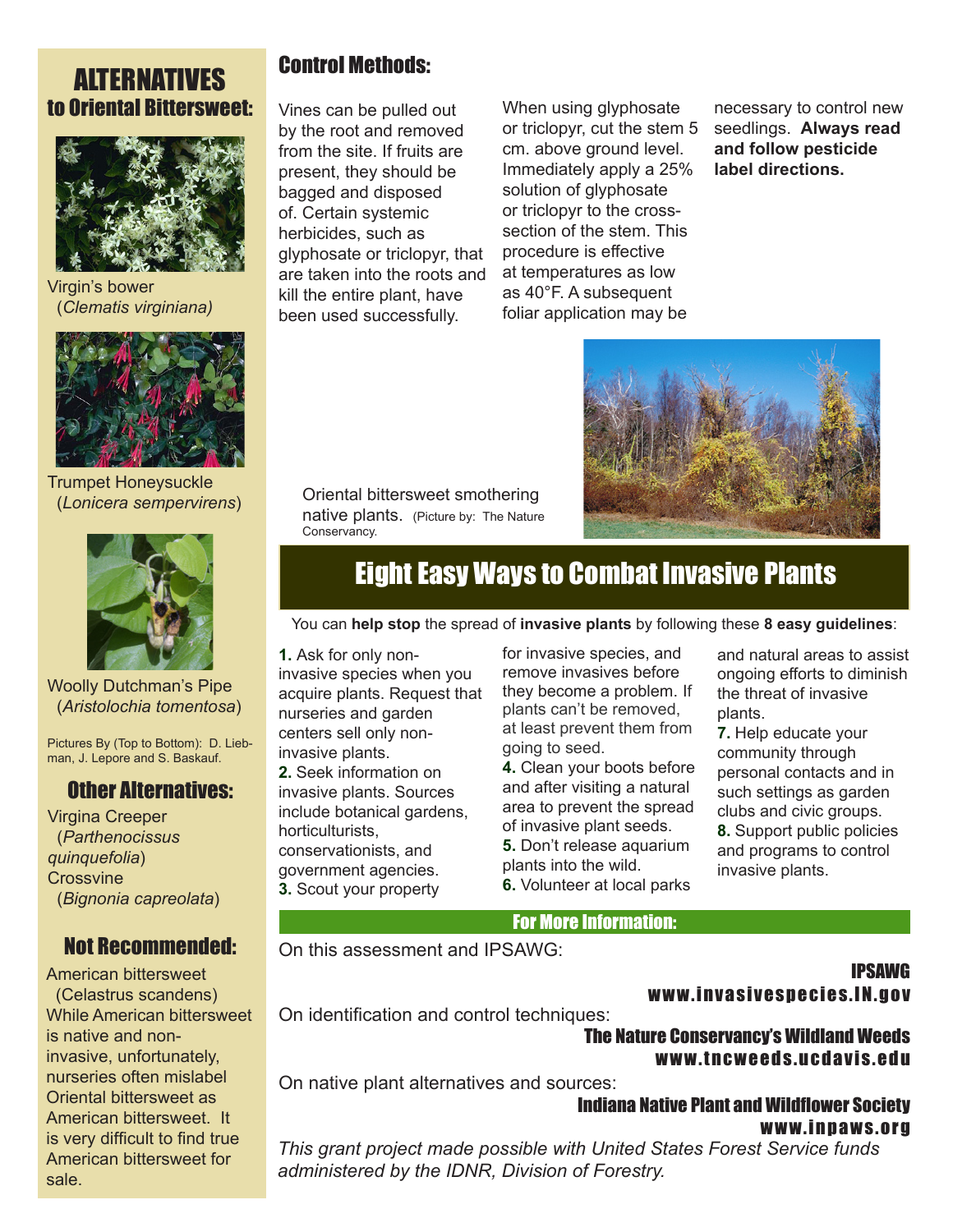# ALTERNATIVES to Oriental Bittersweet:

Virgin's bower (*Clematis virginiana*)

Trumpet Honeysuckle (*Lonicera sempervirens*)

Woolly Dutchman's Pipe (*Aristolochia tomentosa*)

Pictures By (Top to Bottom): D. Liebman, J. Lepore and S. Baskauf.

## Other Alternatives:

Virgina Creeper (*Parthenocissus quinquefolia*)
Crossvine (*Bignonia capreolata*)

## Not Recommended:

American bittersweet (Celastrus scandens)
While American bittersweet is native and non-invasive, unfortunately, nurseries often mislabel Oriental bittersweet as American bittersweet. It is very difficult to find true American bittersweet for sale.

## Control Methods:

Vines can be pulled out by the root and removed from the site. If fruits are present, they should be bagged and disposed of. Certain systemic herbicides, such as glyphosate or triclopyr, that are taken into the roots and kill the entire plant, have been used successfully.

When using glyphosate or triclopyr, cut the stem 5 cm. above ground level. Immediately apply a 25% solution of glyphosate or triclopyr to the cross-section of the stem. This procedure is effective at temperatures as low as 40°F. A subsequent foliar application may be necessary to control new seedlings. **Always read and follow pesticide label directions.**

Oriental bittersweet smothering native plants. (Picture by: The Nature Conservancy.

## Eight Easy Ways to Combat Invasive Plants

You can **help stop** the spread of **invasive plants** by following these **8 easy guidelines**:

**1.** Ask for only non-invasive species when you acquire plants. Request that nurseries and garden centers sell only non-invasive plants.
**2.** Seek information on invasive plants. Sources include botanical gardens, horticulturists, conservationists, and government agencies.
**3.** Scout your property for invasive species, and remove invasives before they become a problem. If plants can't be removed, at least prevent them from going to seed.
**4.** Clean your boots before and after visiting a natural area to prevent the spread of invasive plant seeds.
**5.** Don't release aquarium plants into the wild.
**6.** Volunteer at local parks and natural areas to assist ongoing efforts to diminish the threat of invasive plants.
**7.** Help educate your community through personal contacts and in such settings as garden clubs and civic groups.
**8.** Support public policies and programs to control invasive plants.

## For More Information:

On this assessment and IPSAWG:
**IPSAWG**
**www.invasivespecies.IN.gov**

On identification and control techniques:
**The Nature Conservancy's Wildland Weeds**
**www.tncweeds.ucdavis.edu**

On native plant alternatives and sources:
**Indiana Native Plant and Wildflower Society**
**www.inpaws.org**

*This grant project made possible with United States Forest Service funds administered by the IDNR, Division of Forestry.*